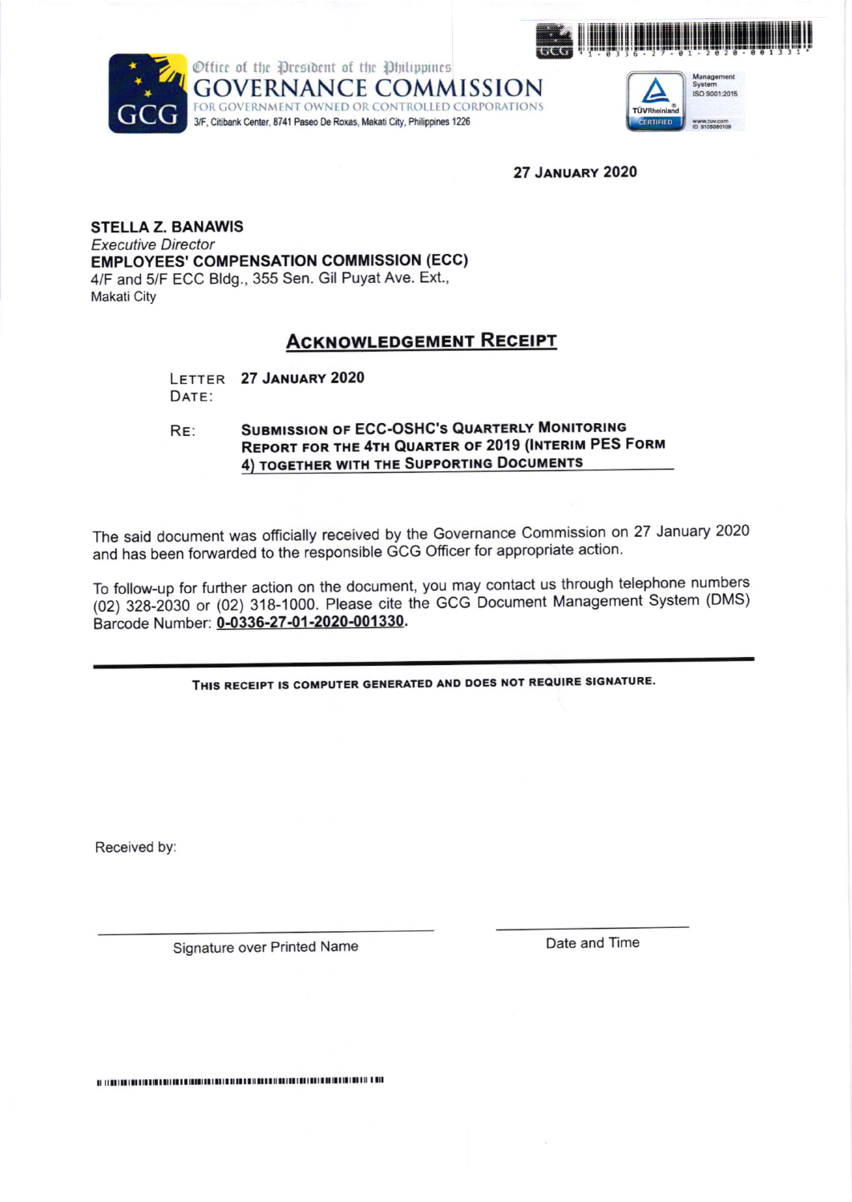Office of the President of the Philippines

**GOVERNANCE COMMISSION**

FOR GOVERNMENT OWNED OR CONTROLLED CORPORATIONS

3/F, Citibank Center, 8741 Paseo De Roxas, Makati City, Philippines 1226

Management System ISO 9001:2015

TÜVRheinland CERTIFIED

www.tuv.com ID 9105080109

1-0336-27-01-2020-001331

**27 JANUARY 2020**

**STELLA Z. BANAWIS**
*Executive Director*
**EMPLOYEES' COMPENSATION COMMISSION (ECC)**
4/F and 5/F ECC Bldg., 355 Sen. Gil Puyat Ave. Ext.,
Makati City

## ACKNOWLEDGEMENT RECEIPT

LETTER DATE: **27 JANUARY 2020**

RE: **SUBMISSION OF ECC-OSHC'S QUARTERLY MONITORING REPORT FOR THE 4TH QUARTER OF 2019 (INTERIM PES FORM 4) TOGETHER WITH THE SUPPORTING DOCUMENTS**

The said document was officially received by the Governance Commission on 27 January 2020 and has been forwarded to the responsible GCG Officer for appropriate action.

To follow-up for further action on the document, you may contact us through telephone numbers (02) 328-2030 or (02) 318-1000. Please cite the GCG Document Management System (DMS) Barcode Number: **0-0336-27-01-2020-001330.**

---

**THIS RECEIPT IS COMPUTER GENERATED AND DOES NOT REQUIRE SIGNATURE.**

Received by:

| Signature over Printed Name | Date and Time |
|---|---|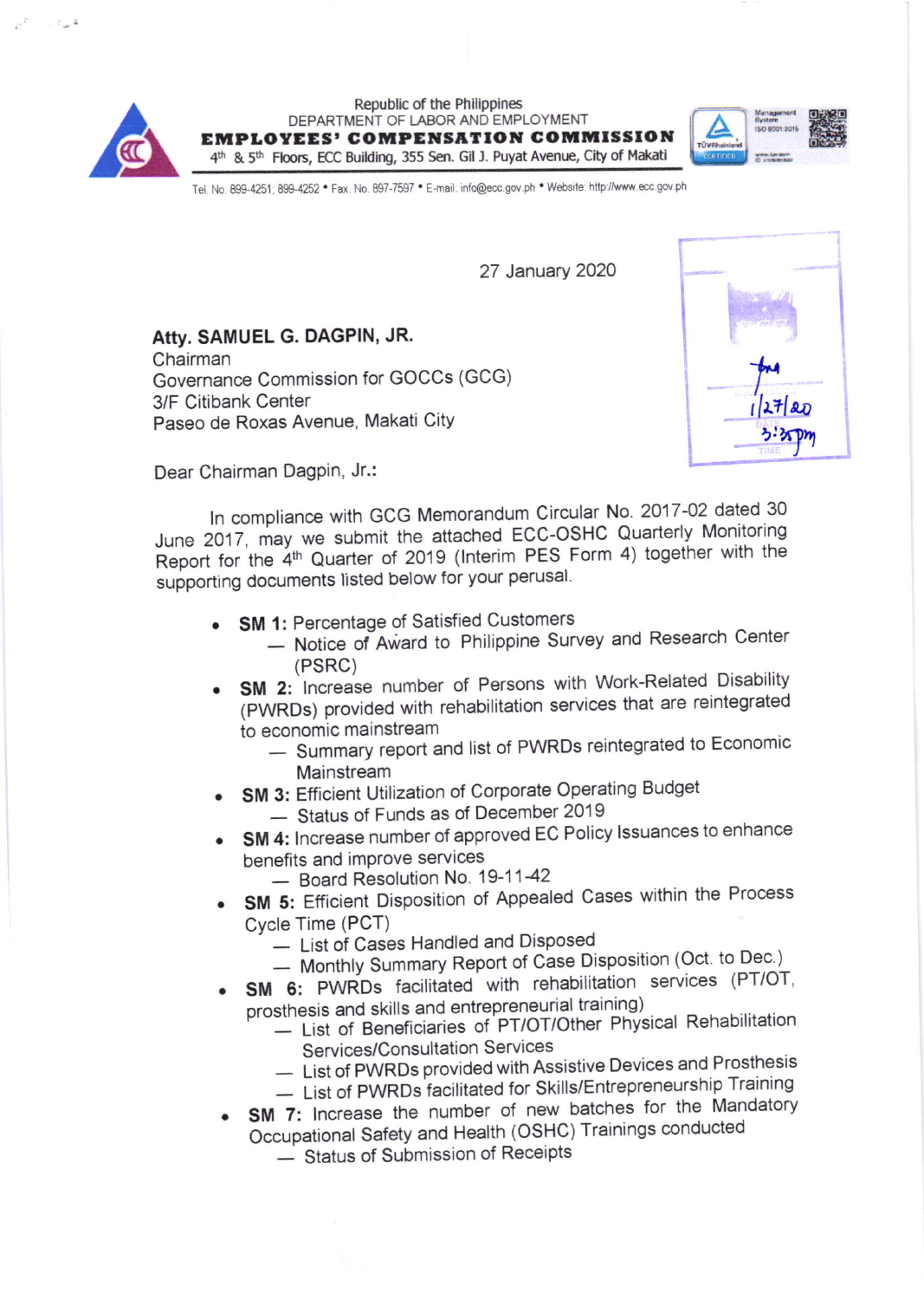Republic of the Philippines
DEPARTMENT OF LABOR AND EMPLOYMENT
**EMPLOYEES' COMPENSATION COMMISSION**
4th & 5th Floors, ECC Building, 355 Sen. Gil J. Puyat Avenue, City of Makati

Tel. No. 899-4251; 899-4252 • Fax. No. 897-7597 • E-mail: info@ecc.gov.ph • Website: http://www.ecc.gov.ph

27 January 2020

**Atty. SAMUEL G. DAGPIN, JR.**
Chairman
Governance Commission for GOCCs (GCG)
3/F Citibank Center
Paseo de Roxas Avenue, Makati City

Dear Chairman Dagpin, Jr.:

In compliance with GCG Memorandum Circular No. 2017-02 dated 30 June 2017, may we submit the attached ECC-OSHC Quarterly Monitoring Report for the 4th Quarter of 2019 (Interim PES Form 4) together with the supporting documents listed below for your perusal.

- **SM 1:** Percentage of Satisfied Customers
  - Notice of Award to Philippine Survey and Research Center (PSRC)
- **SM 2:** Increase number of Persons with Work-Related Disability (PWRDs) provided with rehabilitation services that are reintegrated to economic mainstream
  - Summary report and list of PWRDs reintegrated to Economic Mainstream
- **SM 3:** Efficient Utilization of Corporate Operating Budget
  - Status of Funds as of December 2019
- **SM 4:** Increase number of approved EC Policy Issuances to enhance benefits and improve services
  - Board Resolution No. 19-11-42
- **SM 5:** Efficient Disposition of Appealed Cases within the Process Cycle Time (PCT)
  - List of Cases Handled and Disposed
  - Monthly Summary Report of Case Disposition (Oct. to Dec.)
- **SM 6:** PWRDs facilitated with rehabilitation services (PT/OT, prosthesis and skills and entrepreneurial training)
  - List of Beneficiaries of PT/OT/Other Physical Rehabilitation Services/Consultation Services
  - List of PWRDs provided with Assistive Devices and Prosthesis
  - List of PWRDs facilitated for Skills/Entrepreneurship Training
- **SM 7:** Increase the number of new batches for the Mandatory Occupational Safety and Health (OSHC) Trainings conducted
  - Status of Submission of Receipts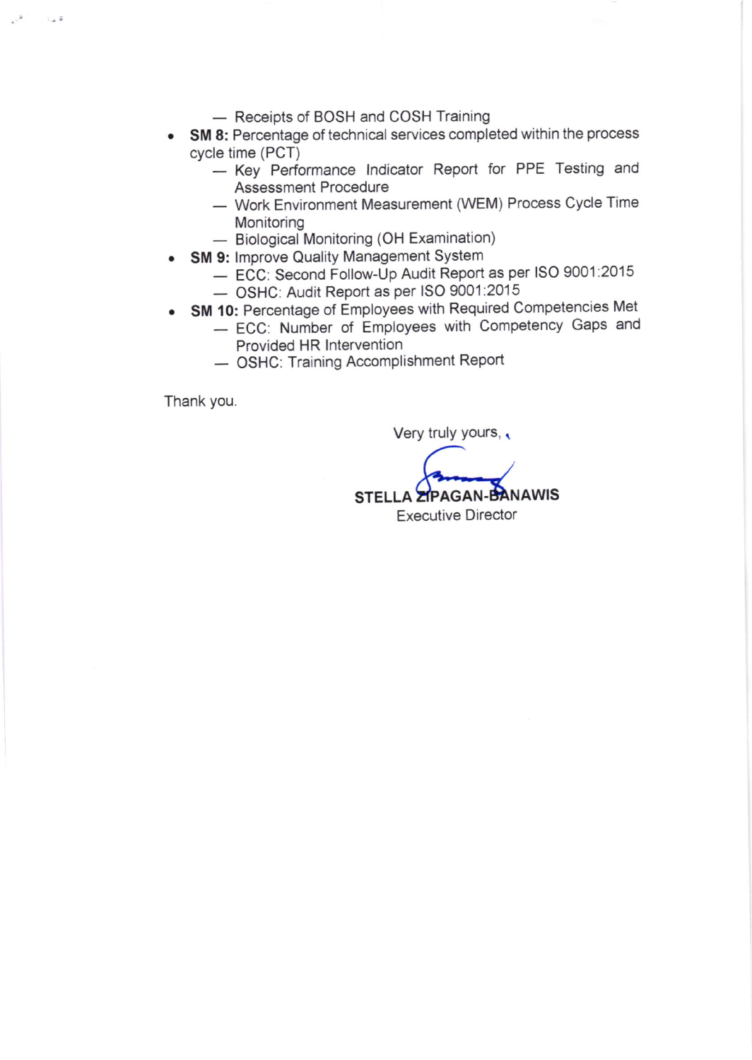- Receipts of BOSH and COSH Training
- **SM 8:** Percentage of technical services completed within the process cycle time (PCT)
  - Key Performance Indicator Report for PPE Testing and Assessment Procedure
  - Work Environment Measurement (WEM) Process Cycle Time Monitoring
  - Biological Monitoring (OH Examination)
- **SM 9:** Improve Quality Management System
  - ECC: Second Follow-Up Audit Report as per ISO 9001:2015
  - OSHC: Audit Report as per ISO 9001:2015
- **SM 10:** Percentage of Employees with Required Competencies Met
  - ECC: Number of Employees with Competency Gaps and Provided HR Intervention
  - OSHC: Training Accomplishment Report

Thank you.

Very truly yours,

**STELLA ZIPAGAN-BANAWIS**
Executive Director